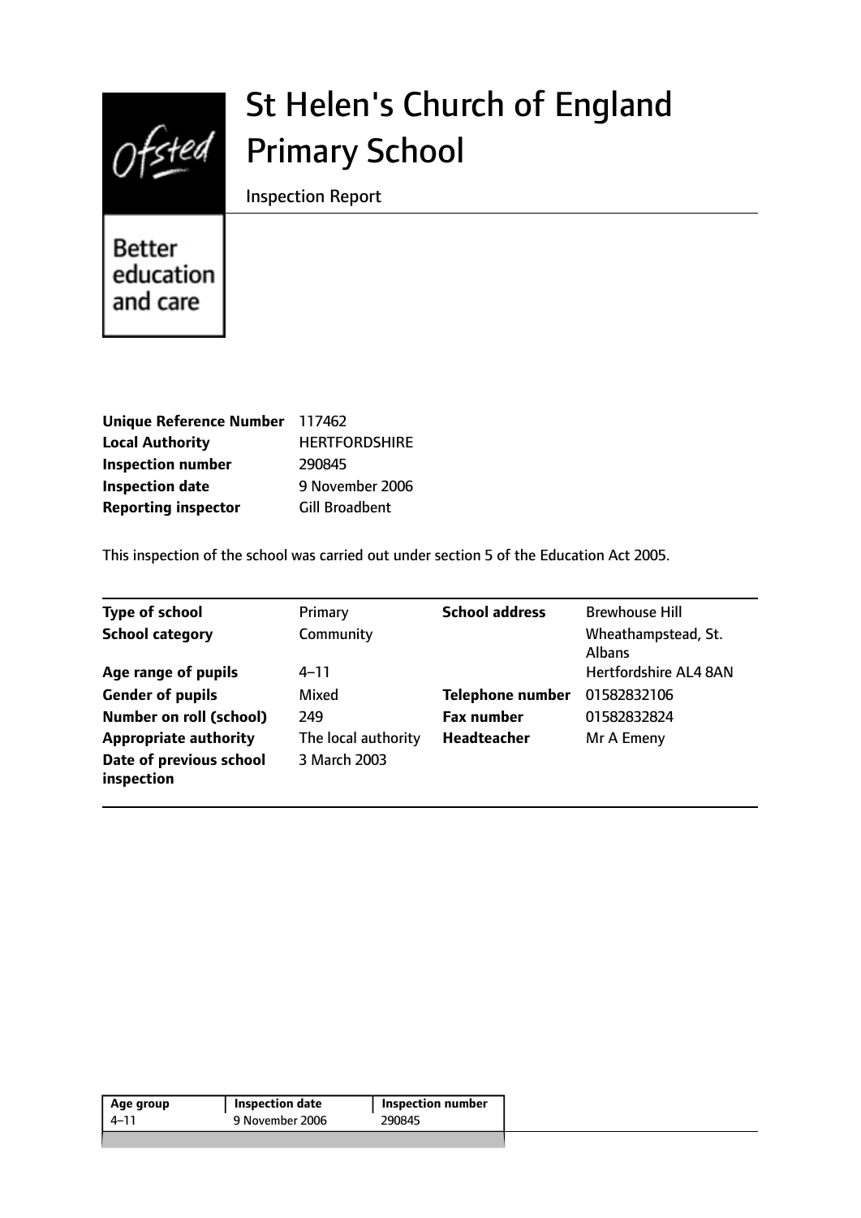# St Helen's Church of England Primary School

Inspection Report

Better education and care

| | |
|---|---|
| **Unique Reference Number** | 117462 |
| **Local Authority** | HERTFORDSHIRE |
| **Inspection number** | 290845 |
| **Inspection date** | 9 November 2006 |
| **Reporting inspector** | Gill Broadbent |

This inspection of the school was carried out under section 5 of the Education Act 2005.

| | | | |
|---|---|---|---|
| **Type of school** | Primary | **School address** | Brewhouse Hill |
| **School category** | Community | | Wheathampstead, St. Albans |
| **Age range of pupils** | 4–11 | | Hertfordshire AL4 8AN |
| **Gender of pupils** | Mixed | **Telephone number** | 01582832106 |
| **Number on roll (school)** | 249 | **Fax number** | 01582832824 |
| **Appropriate authority** | The local authority | **Headteacher** | Mr A Emeny |
| **Date of previous school inspection** | 3 March 2003 | | |

| Age group | Inspection date | Inspection number |
|---|---|---|
| 4–11 | 9 November 2006 | 290845 |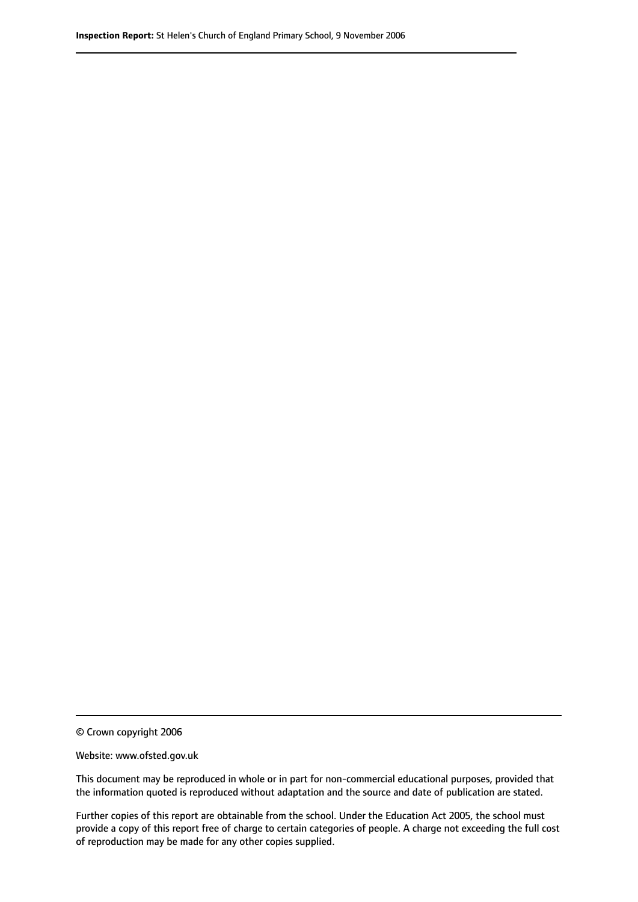© Crown copyright 2006

Website: www.ofsted.gov.uk

This document may be reproduced in whole or in part for non-commercial educational purposes, provided that the information quoted is reproduced without adaptation and the source and date of publication are stated.

Further copies of this report are obtainable from the school. Under the Education Act 2005, the school must provide a copy of this report free of charge to certain categories of people. A charge not exceeding the full cost of reproduction may be made for any other copies supplied.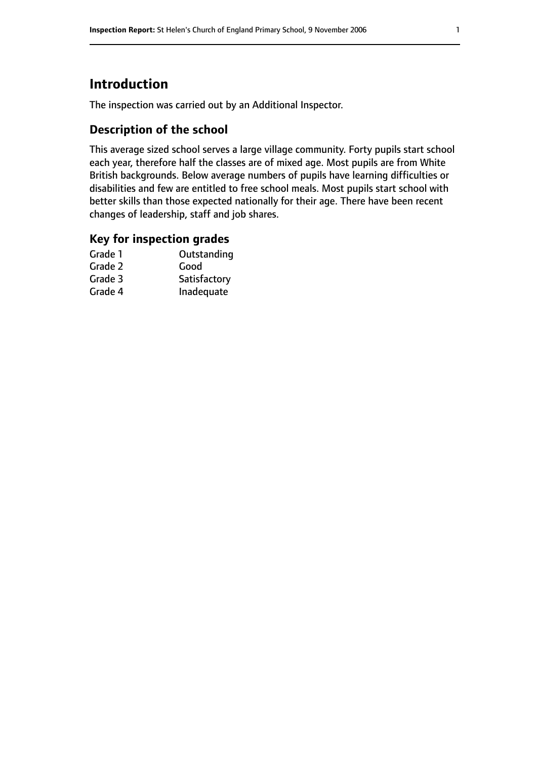# Introduction

The inspection was carried out by an Additional Inspector.

## Description of the school

This average sized school serves a large village community. Forty pupils start school each year, therefore half the classes are of mixed age. Most pupils are from White British backgrounds. Below average numbers of pupils have learning difficulties or disabilities and few are entitled to free school meals. Most pupils start school with better skills than those expected nationally for their age. There have been recent changes of leadership, staff and job shares.

## Key for inspection grades

| | |
|---|---|
| Grade 1 | Outstanding |
| Grade 2 | Good |
| Grade 3 | Satisfactory |
| Grade 4 | Inadequate |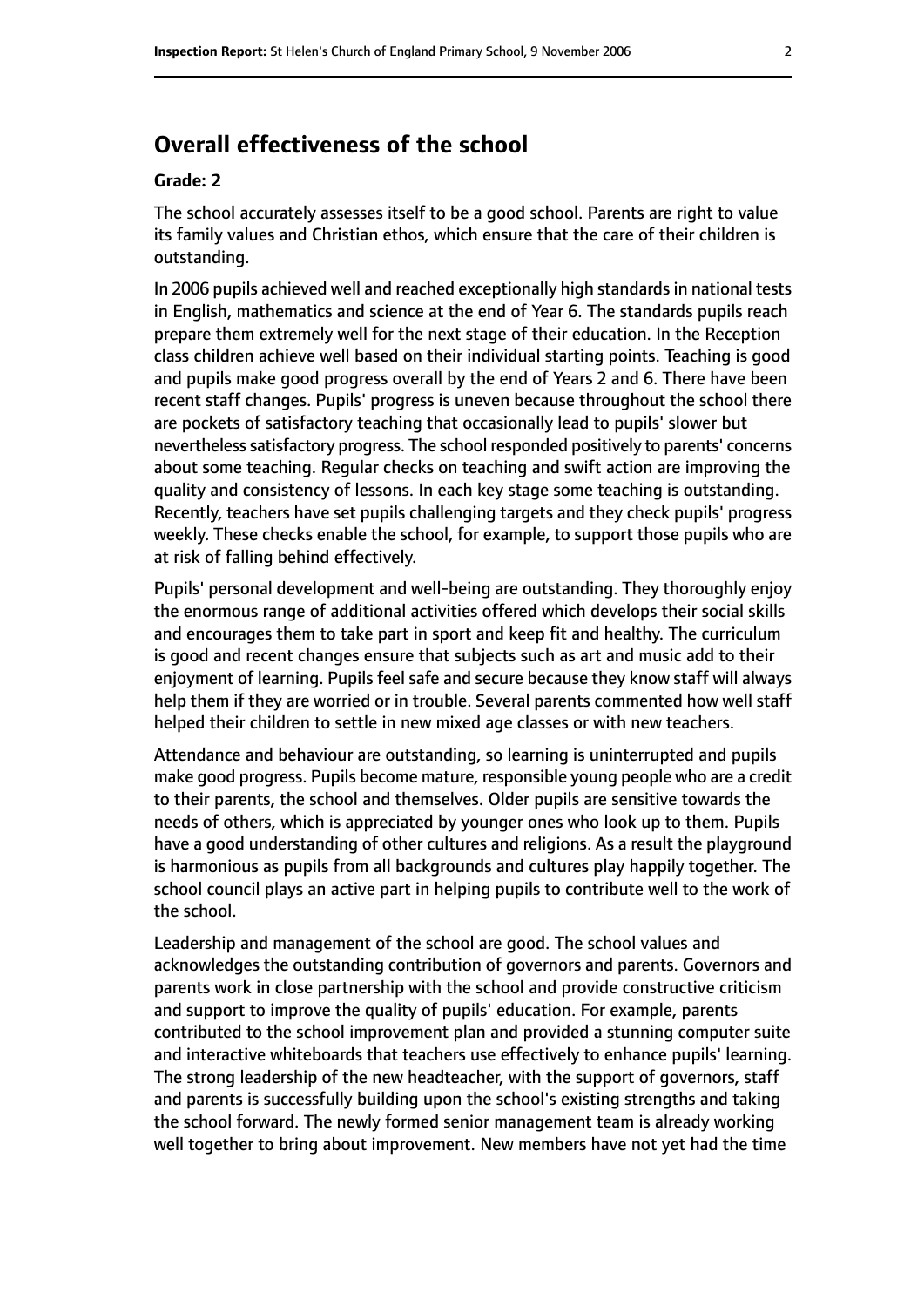## Overall effectiveness of the school

### Grade: 2

The school accurately assesses itself to be a good school. Parents are right to value its family values and Christian ethos, which ensure that the care of their children is outstanding.

In 2006 pupils achieved well and reached exceptionally high standards in national tests in English, mathematics and science at the end of Year 6. The standards pupils reach prepare them extremely well for the next stage of their education. In the Reception class children achieve well based on their individual starting points. Teaching is good and pupils make good progress overall by the end of Years 2 and 6. There have been recent staff changes. Pupils' progress is uneven because throughout the school there are pockets of satisfactory teaching that occasionally lead to pupils' slower but nevertheless satisfactory progress. The school responded positively to parents' concerns about some teaching. Regular checks on teaching and swift action are improving the quality and consistency of lessons. In each key stage some teaching is outstanding. Recently, teachers have set pupils challenging targets and they check pupils' progress weekly. These checks enable the school, for example, to support those pupils who are at risk of falling behind effectively.

Pupils' personal development and well-being are outstanding. They thoroughly enjoy the enormous range of additional activities offered which develops their social skills and encourages them to take part in sport and keep fit and healthy. The curriculum is good and recent changes ensure that subjects such as art and music add to their enjoyment of learning. Pupils feel safe and secure because they know staff will always help them if they are worried or in trouble. Several parents commented how well staff helped their children to settle in new mixed age classes or with new teachers.

Attendance and behaviour are outstanding, so learning is uninterrupted and pupils make good progress. Pupils become mature, responsible young people who are a credit to their parents, the school and themselves. Older pupils are sensitive towards the needs of others, which is appreciated by younger ones who look up to them. Pupils have a good understanding of other cultures and religions. As a result the playground is harmonious as pupils from all backgrounds and cultures play happily together. The school council plays an active part in helping pupils to contribute well to the work of the school.

Leadership and management of the school are good. The school values and acknowledges the outstanding contribution of governors and parents. Governors and parents work in close partnership with the school and provide constructive criticism and support to improve the quality of pupils' education. For example, parents contributed to the school improvement plan and provided a stunning computer suite and interactive whiteboards that teachers use effectively to enhance pupils' learning. The strong leadership of the new headteacher, with the support of governors, staff and parents is successfully building upon the school's existing strengths and taking the school forward. The newly formed senior management team is already working well together to bring about improvement. New members have not yet had the time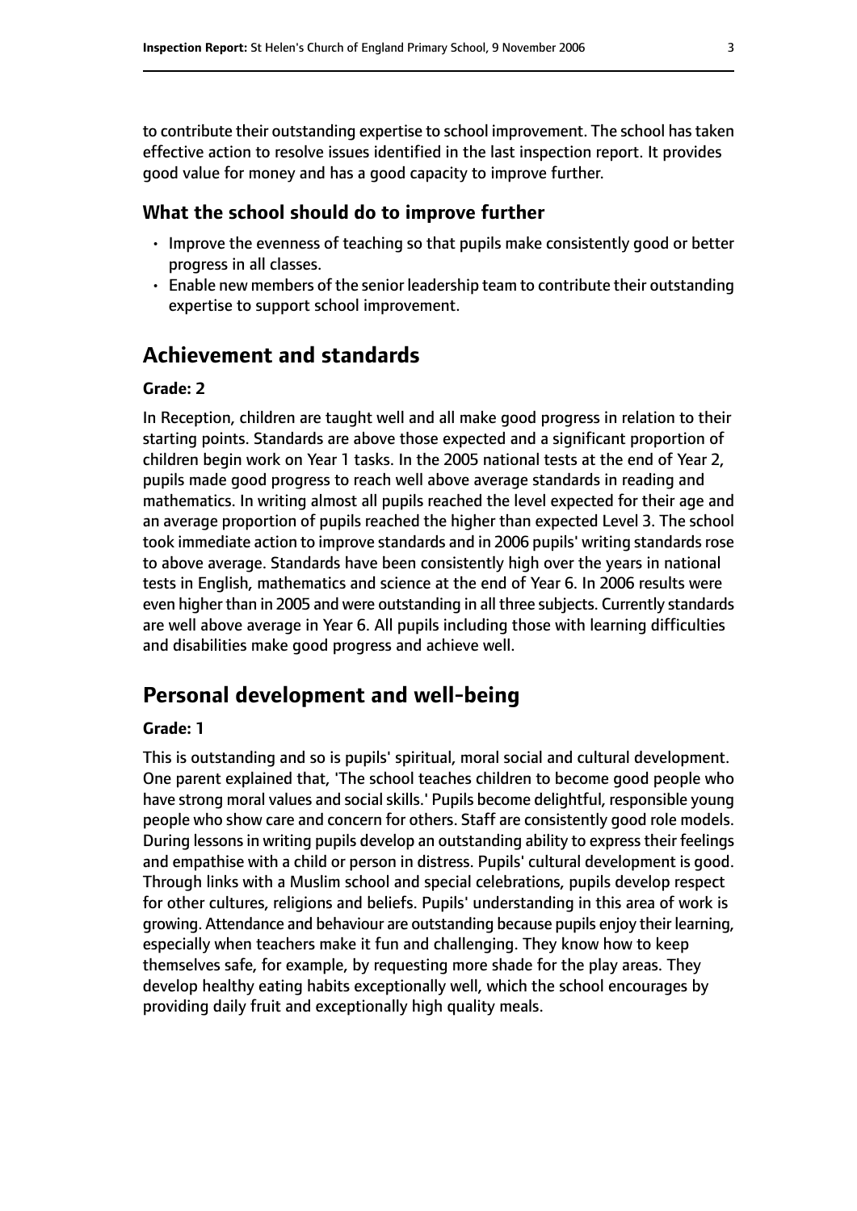to contribute their outstanding expertise to school improvement. The school has taken effective action to resolve issues identified in the last inspection report. It provides good value for money and has a good capacity to improve further.

### What the school should do to improve further

- Improve the evenness of teaching so that pupils make consistently good or better progress in all classes.
- Enable new members of the senior leadership team to contribute their outstanding expertise to support school improvement.

## Achievement and standards

#### Grade: 2

In Reception, children are taught well and all make good progress in relation to their starting points. Standards are above those expected and a significant proportion of children begin work on Year 1 tasks. In the 2005 national tests at the end of Year 2, pupils made good progress to reach well above average standards in reading and mathematics. In writing almost all pupils reached the level expected for their age and an average proportion of pupils reached the higher than expected Level 3. The school took immediate action to improve standards and in 2006 pupils' writing standards rose to above average. Standards have been consistently high over the years in national tests in English, mathematics and science at the end of Year 6. In 2006 results were even higher than in 2005 and were outstanding in all three subjects. Currently standards are well above average in Year 6. All pupils including those with learning difficulties and disabilities make good progress and achieve well.

## Personal development and well-being

#### Grade: 1

This is outstanding and so is pupils' spiritual, moral social and cultural development. One parent explained that, 'The school teaches children to become good people who have strong moral values and social skills.' Pupils become delightful, responsible young people who show care and concern for others. Staff are consistently good role models. During lessons in writing pupils develop an outstanding ability to express their feelings and empathise with a child or person in distress. Pupils' cultural development is good. Through links with a Muslim school and special celebrations, pupils develop respect for other cultures, religions and beliefs. Pupils' understanding in this area of work is growing. Attendance and behaviour are outstanding because pupils enjoy their learning, especially when teachers make it fun and challenging. They know how to keep themselves safe, for example, by requesting more shade for the play areas. They develop healthy eating habits exceptionally well, which the school encourages by providing daily fruit and exceptionally high quality meals.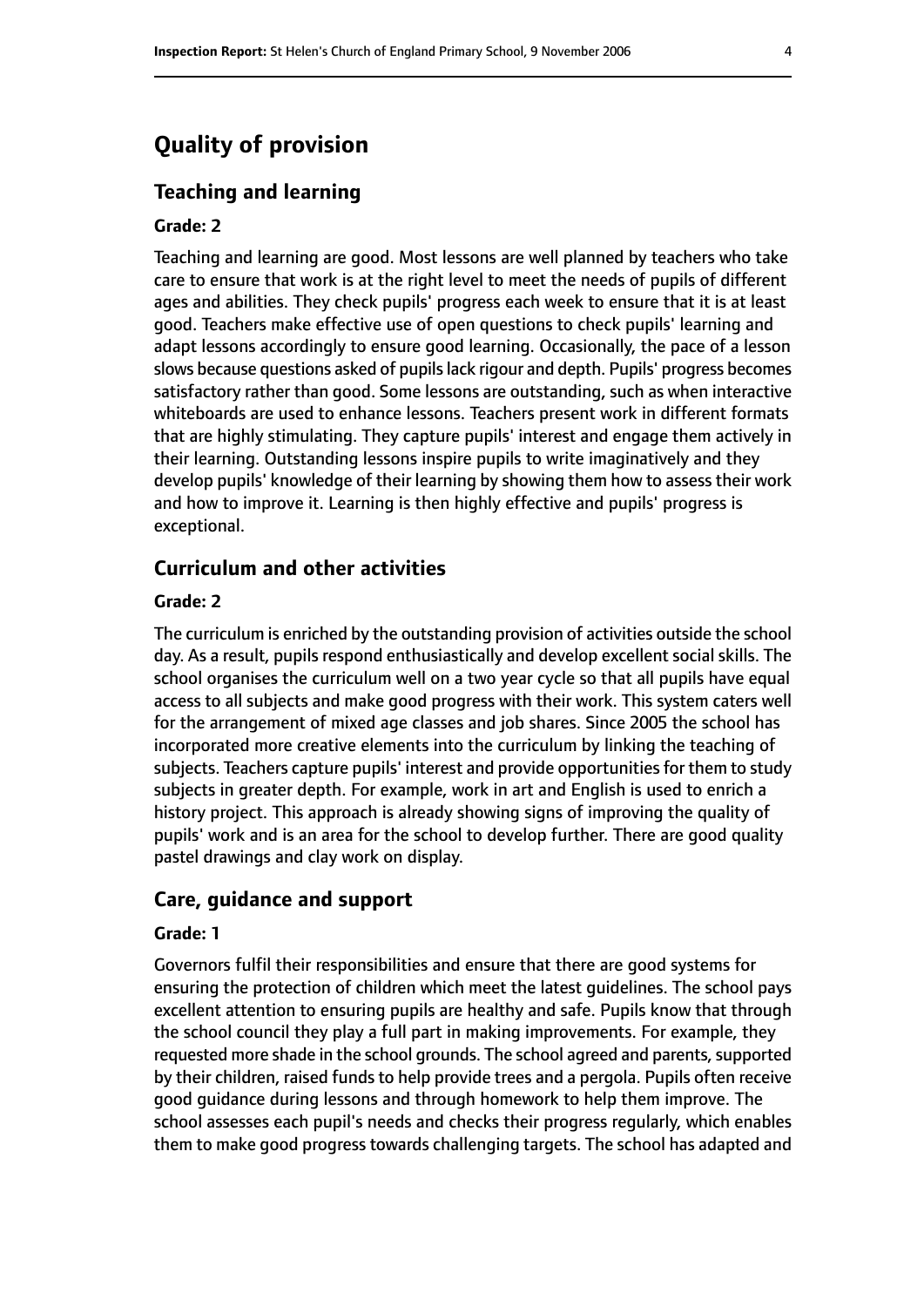# Quality of provision

## Teaching and learning

### Grade: 2

Teaching and learning are good. Most lessons are well planned by teachers who take care to ensure that work is at the right level to meet the needs of pupils of different ages and abilities. They check pupils' progress each week to ensure that it is at least good. Teachers make effective use of open questions to check pupils' learning and adapt lessons accordingly to ensure good learning. Occasionally, the pace of a lesson slows because questions asked of pupils lack rigour and depth. Pupils' progress becomes satisfactory rather than good. Some lessons are outstanding, such as when interactive whiteboards are used to enhance lessons. Teachers present work in different formats that are highly stimulating. They capture pupils' interest and engage them actively in their learning. Outstanding lessons inspire pupils to write imaginatively and they develop pupils' knowledge of their learning by showing them how to assess their work and how to improve it. Learning is then highly effective and pupils' progress is exceptional.

## Curriculum and other activities

### Grade: 2

The curriculum is enriched by the outstanding provision of activities outside the school day. As a result, pupils respond enthusiastically and develop excellent social skills. The school organises the curriculum well on a two year cycle so that all pupils have equal access to all subjects and make good progress with their work. This system caters well for the arrangement of mixed age classes and job shares. Since 2005 the school has incorporated more creative elements into the curriculum by linking the teaching of subjects. Teachers capture pupils' interest and provide opportunities for them to study subjects in greater depth. For example, work in art and English is used to enrich a history project. This approach is already showing signs of improving the quality of pupils' work and is an area for the school to develop further. There are good quality pastel drawings and clay work on display.

## Care, guidance and support

### Grade: 1

Governors fulfil their responsibilities and ensure that there are good systems for ensuring the protection of children which meet the latest guidelines. The school pays excellent attention to ensuring pupils are healthy and safe. Pupils know that through the school council they play a full part in making improvements. For example, they requested more shade in the school grounds. The school agreed and parents, supported by their children, raised funds to help provide trees and a pergola. Pupils often receive good guidance during lessons and through homework to help them improve. The school assesses each pupil's needs and checks their progress regularly, which enables them to make good progress towards challenging targets. The school has adapted and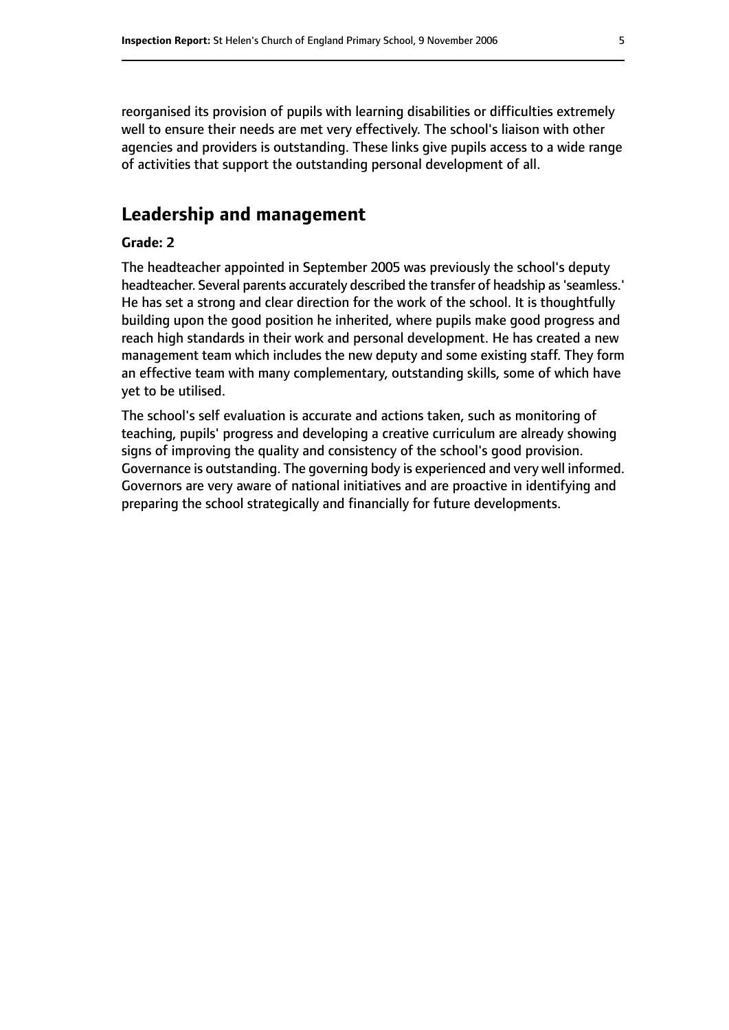reorganised its provision of pupils with learning disabilities or difficulties extremely well to ensure their needs are met very effectively. The school's liaison with other agencies and providers is outstanding. These links give pupils access to a wide range of activities that support the outstanding personal development of all.

## Leadership and management

### Grade: 2

The headteacher appointed in September 2005 was previously the school's deputy headteacher. Several parents accurately described the transfer of headship as 'seamless.' He has set a strong and clear direction for the work of the school. It is thoughtfully building upon the good position he inherited, where pupils make good progress and reach high standards in their work and personal development. He has created a new management team which includes the new deputy and some existing staff. They form an effective team with many complementary, outstanding skills, some of which have yet to be utilised.

The school's self evaluation is accurate and actions taken, such as monitoring of teaching, pupils' progress and developing a creative curriculum are already showing signs of improving the quality and consistency of the school's good provision. Governance is outstanding. The governing body is experienced and very well informed. Governors are very aware of national initiatives and are proactive in identifying and preparing the school strategically and financially for future developments.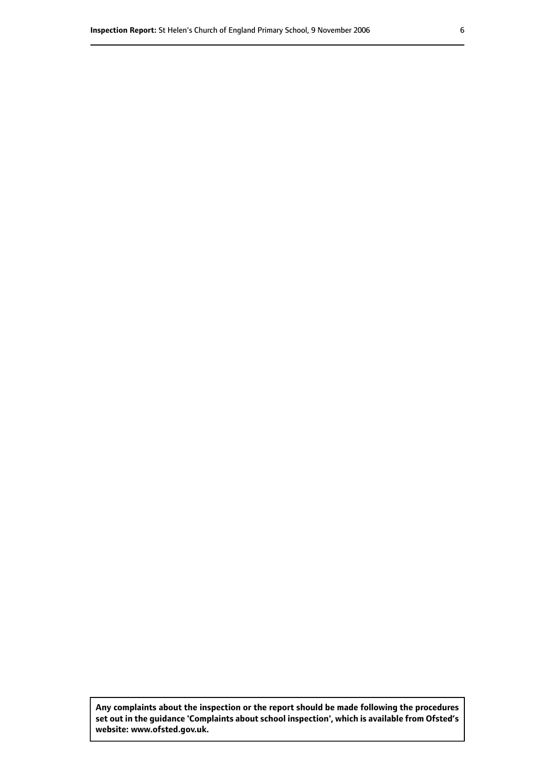**Any complaints about the inspection or the report should be made following the procedures set out in the guidance 'Complaints about school inspection', which is available from Ofsted's website: www.ofsted.gov.uk.**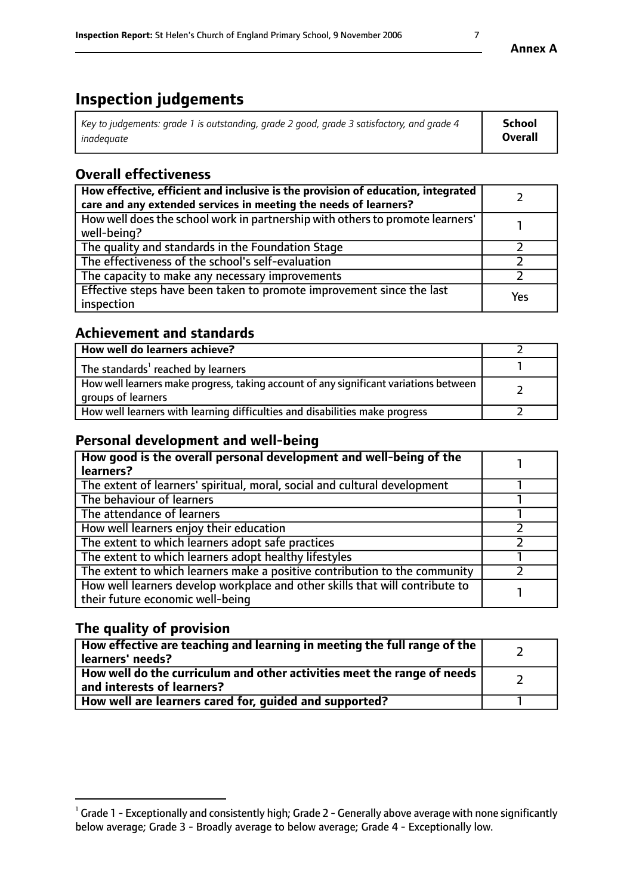# Inspection judgements

| *Key to judgements: grade 1 is outstanding, grade 2 good, grade 3 satisfactory, and grade 4 inadequate* | **School Overall** |
|---|---|

## Overall effectiveness

| | |
|---|---|
| **How effective, efficient and inclusive is the provision of education, integrated care and any extended services in meeting the needs of learners?** | 2 |
| How well does the school work in partnership with others to promote learners' well-being? | 1 |
| The quality and standards in the Foundation Stage | 2 |
| The effectiveness of the school's self-evaluation | 2 |
| The capacity to make any necessary improvements | 2 |
| Effective steps have been taken to promote improvement since the last inspection | Yes |

## Achievement and standards

| | |
|---|---|
| **How well do learners achieve?** | 2 |
| The standards[1] reached by learners | 1 |
| How well learners make progress, taking account of any significant variations between groups of learners | 2 |
| How well learners with learning difficulties and disabilities make progress | 2 |

## Personal development and well-being

| | |
|---|---|
| **How good is the overall personal development and well-being of the learners?** | 1 |
| The extent of learners' spiritual, moral, social and cultural development | 1 |
| The behaviour of learners | 1 |
| The attendance of learners | 1 |
| How well learners enjoy their education | 2 |
| The extent to which learners adopt safe practices | 2 |
| The extent to which learners adopt healthy lifestyles | 1 |
| The extent to which learners make a positive contribution to the community | 2 |
| How well learners develop workplace and other skills that will contribute to their future economic well-being | 1 |

## The quality of provision

| | |
|---|---|
| **How effective are teaching and learning in meeting the full range of the learners' needs?** | 2 |
| **How well do the curriculum and other activities meet the range of needs and interests of learners?** | 2 |
| **How well are learners cared for, guided and supported?** | 1 |

[1] Grade 1 - Exceptionally and consistently high; Grade 2 - Generally above average with none significantly below average; Grade 3 - Broadly average to below average; Grade 4 - Exceptionally low.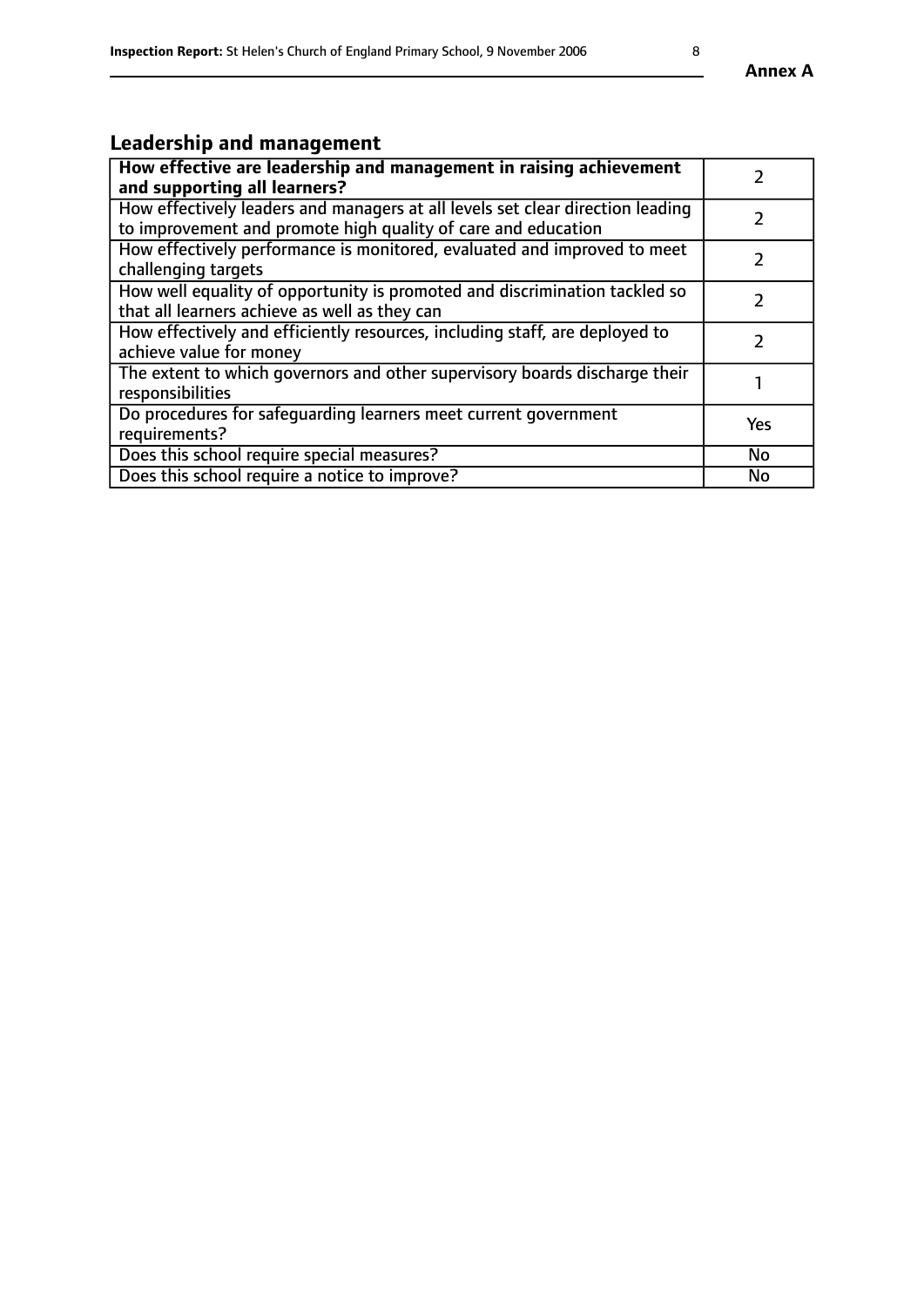## Leadership and management

| How effective are leadership and management in raising achievement and supporting all learners? | 2 |
|---|---|
| How effectively leaders and managers at all levels set clear direction leading to improvement and promote high quality of care and education | 2 |
| How effectively performance is monitored, evaluated and improved to meet challenging targets | 2 |
| How well equality of opportunity is promoted and discrimination tackled so that all learners achieve as well as they can | 2 |
| How effectively and efficiently resources, including staff, are deployed to achieve value for money | 2 |
| The extent to which governors and other supervisory boards discharge their responsibilities | 1 |
| Do procedures for safeguarding learners meet current government requirements? | Yes |
| Does this school require special measures? | No |
| Does this school require a notice to improve? | No |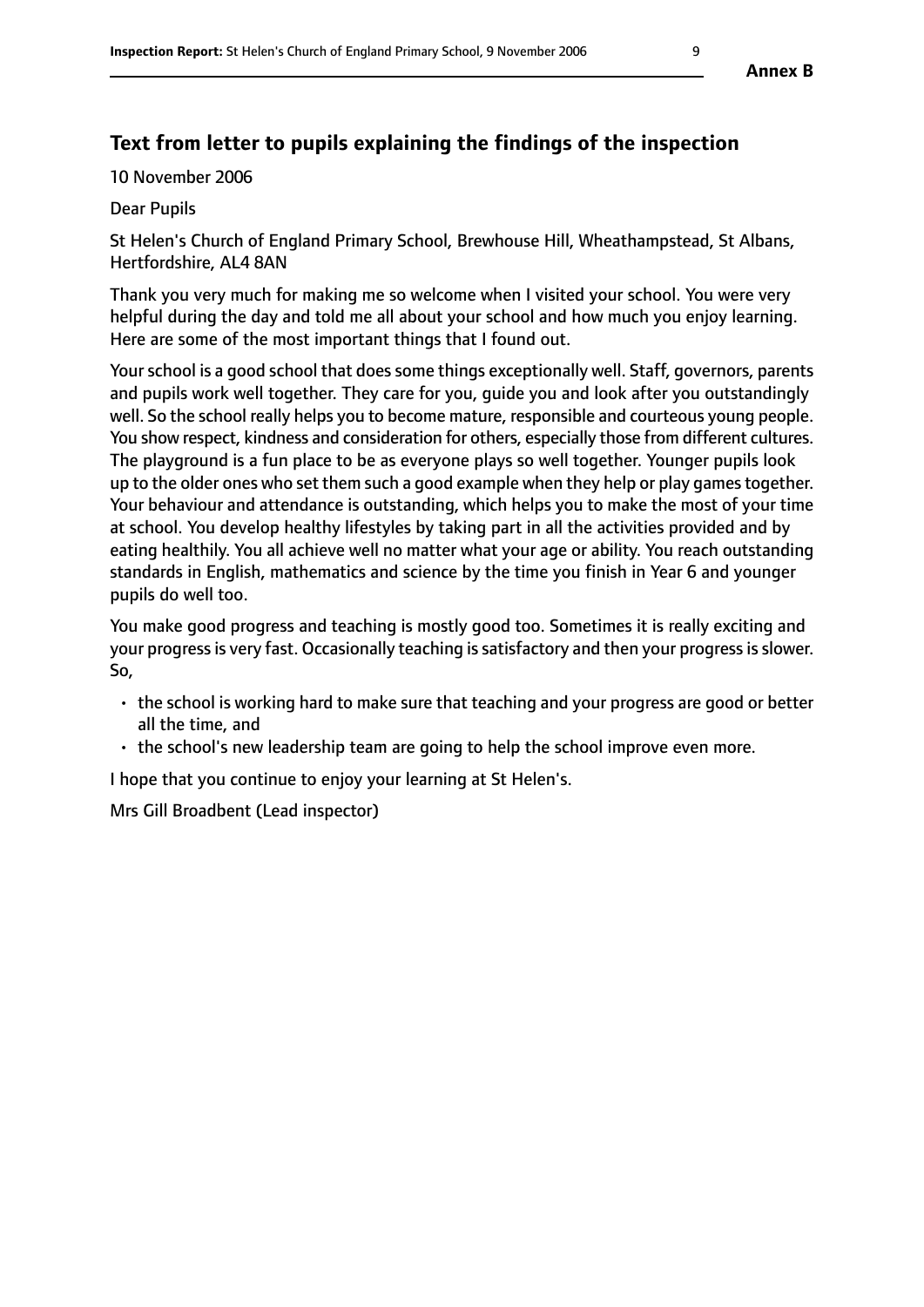## Text from letter to pupils explaining the findings of the inspection

10 November 2006

Dear Pupils

St Helen's Church of England Primary School, Brewhouse Hill, Wheathampstead, St Albans, Hertfordshire, AL4 8AN

Thank you very much for making me so welcome when I visited your school. You were very helpful during the day and told me all about your school and how much you enjoy learning. Here are some of the most important things that I found out.

Your school is a good school that does some things exceptionally well. Staff, governors, parents and pupils work well together. They care for you, guide you and look after you outstandingly well. So the school really helps you to become mature, responsible and courteous young people. You show respect, kindness and consideration for others, especially those from different cultures. The playground is a fun place to be as everyone plays so well together. Younger pupils look up to the older ones who set them such a good example when they help or play games together. Your behaviour and attendance is outstanding, which helps you to make the most of your time at school. You develop healthy lifestyles by taking part in all the activities provided and by eating healthily. You all achieve well no matter what your age or ability. You reach outstanding standards in English, mathematics and science by the time you finish in Year 6 and younger pupils do well too.

You make good progress and teaching is mostly good too. Sometimes it is really exciting and your progress is very fast. Occasionally teaching is satisfactory and then your progress is slower. So,

- the school is working hard to make sure that teaching and your progress are good or better all the time, and
- the school's new leadership team are going to help the school improve even more.

I hope that you continue to enjoy your learning at St Helen's.

Mrs Gill Broadbent (Lead inspector)